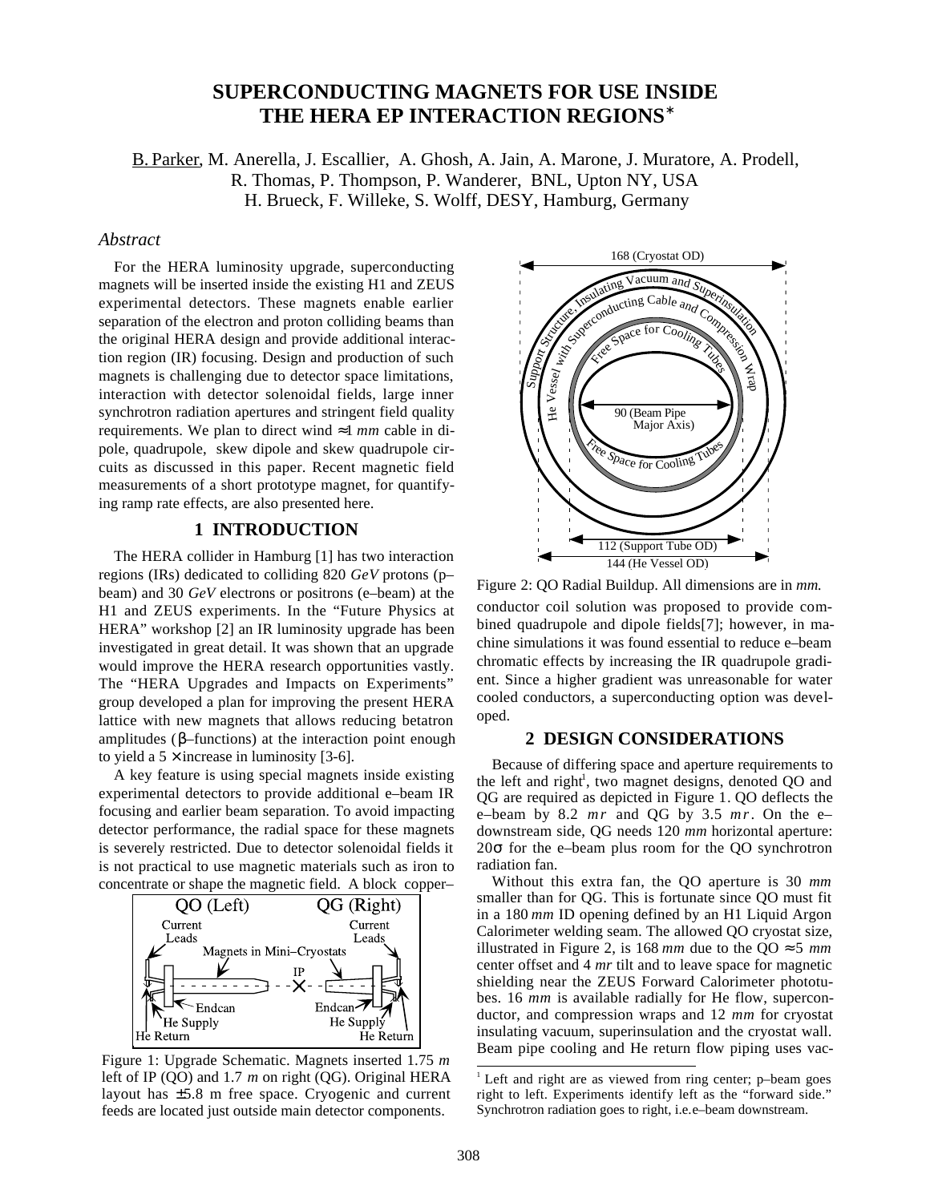# SUPERCONDUCTING MAGNETS FOR USE INSIDE THE HERA EP INTERACTION REGIONS*

B. Parker, M. Anerella, J. Escallier, A. Ghosh, A. Jain, A. Marone, J. Muratore, A. Prodell, R. Thomas, P. Thompson, P. Wanderer, BNL, Upton NY, USA
H. Brueck, F. Willeke, S. Wolff, DESY, Hamburg, Germany

### *Abstract*

For the HERA luminosity upgrade, superconducting magnets will be inserted inside the existing H1 and ZEUS experimental detectors. These magnets enable earlier separation of the electron and proton colliding beams than the original HERA design and provide additional interaction region (IR) focusing. Design and production of such magnets is challenging due to detector space limitations, interaction with detector solenoidal fields, large inner synchrotron radiation apertures and stringent field quality requirements. We plan to direct wind ≈1 *mm* cable in dipole, quadrupole, skew dipole and skew quadrupole circuits as discussed in this paper. Recent magnetic field measurements of a short prototype magnet, for quantifying ramp rate effects, are also presented here.

## 1 INTRODUCTION

The HERA collider in Hamburg [1] has two interaction regions (IRs) dedicated to colliding 820 *GeV* protons (p–beam) and 30 *GeV* electrons or positrons (e–beam) at the H1 and ZEUS experiments. In the "Future Physics at HERA" workshop [2] an IR luminosity upgrade has been investigated in great detail. It was shown that an upgrade would improve the HERA research opportunities vastly. The "HERA Upgrades and Impacts on Experiments" group developed a plan for improving the present HERA lattice with new magnets that allows reducing betatron amplitudes ($\beta$–functions) at the interaction point enough to yield a 5 × increase in luminosity [3-6].

A key feature is using special magnets inside existing experimental detectors to provide additional e–beam IR focusing and earlier beam separation. To avoid impacting detector performance, the radial space for these magnets is severely restricted. Due to detector solenoidal fields it is not practical to use magnetic materials such as iron to concentrate or shape the magnetic field. A block copper–conductor coil solution was proposed to provide combined quadrupole and dipole fields[7]; however, in machine simulations it was found essential to reduce e–beam chromatic effects by increasing the IR quadrupole gradient. Since a higher gradient was unreasonable for water cooled conductors, a superconducting option was developed.

Figure 1: Upgrade Schematic. Magnets inserted 1.75 *m* left of IP (QO) and 1.7 *m* on right (QG). Original HERA layout has ±5.8 m free space. Cryogenic and current feeds are located just outside main detector components.

Figure 2: QO Radial Buildup. All dimensions are in *mm.*

## 2 DESIGN CONSIDERATIONS

Because of differing space and aperture requirements to the left and right[1], two magnet designs, denoted QO and QG are required as depicted in Figure 1. QO deflects the e–beam by 8.2 *mr* and QG by 3.5 *mr*. On the e–downstream side, QG needs 120 *mm* horizontal aperture: $20\sigma$ for the e–beam plus room for the QO synchrotron radiation fan.

Without this extra fan, the QO aperture is 30 *mm* smaller than for QG. This is fortunate since QO must fit in a 180 *mm* ID opening defined by an H1 Liquid Argon Calorimeter welding seam. The allowed QO cryostat size, illustrated in Figure 2, is 168 *mm* due to the QO ≈5 *mm* center offset and 4 *mr* tilt and to leave space for magnetic shielding near the ZEUS Forward Calorimeter phototubes. 16 *mm* is available radially for He flow, superconductor, and compression wraps and 12 *mm* for cryostat insulating vacuum, superinsulation and the cryostat wall. Beam pipe cooling and He return flow piping uses vac-

[1] Left and right are as viewed from ring center; p–beam goes right to left. Experiments identify left as the "forward side." Synchrotron radiation goes to right, i.e.e–beam downstream.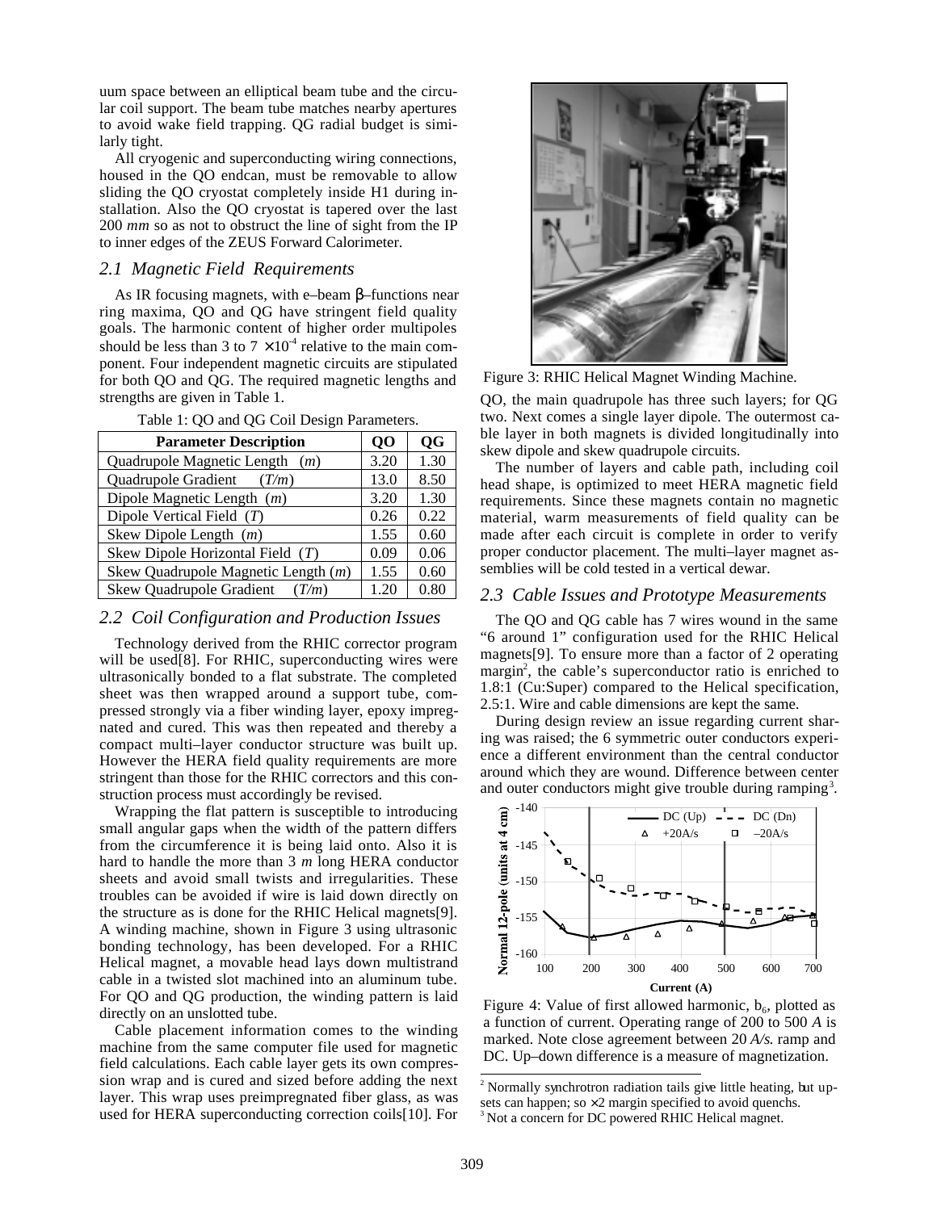uum space between an elliptical beam tube and the circular coil support. The beam tube matches nearby apertures to avoid wake field trapping. QG radial budget is similarly tight.

All cryogenic and superconducting wiring connections, housed in the QO endcan, must be removable to allow sliding the QO cryostat completely inside H1 during installation. Also the QO cryostat is tapered over the last 200 *mm* so as not to obstruct the line of sight from the IP to inner edges of the ZEUS Forward Calorimeter.

## *2.1 Magnetic Field Requirements*

As IR focusing magnets, with e–beam β–functions near ring maxima, QO and QG have stringent field quality goals. The harmonic content of higher order multipoles should be less than 3 to $7 \times 10^{-4}$ relative to the main component. Four independent magnetic circuits are stipulated for both QO and QG. The required magnetic lengths and strengths are given in Table 1.

Table 1: QO and QG Coil Design Parameters.

| Parameter Description | QO | QG |
|---|---|---|
| Quadrupole Magnetic Length (*m*) | 3.20 | 1.30 |
| Quadrupole Gradient (*T/m*) | 13.0 | 8.50 |
| Dipole Magnetic Length (*m*) | 3.20 | 1.30 |
| Dipole Vertical Field (*T*) | 0.26 | 0.22 |
| Skew Dipole Length (*m*) | 1.55 | 0.60 |
| Skew Dipole Horizontal Field (*T*) | 0.09 | 0.06 |
| Skew Quadrupole Magnetic Length (*m*) | 1.55 | 0.60 |
| Skew Quadrupole Gradient (*T/m*) | 1.20 | 0.80 |

## *2.2 Coil Configuration and Production Issues*

Technology derived from the RHIC corrector program will be used[8]. For RHIC, superconducting wires were ultrasonically bonded to a flat substrate. The completed sheet was then wrapped around a support tube, compressed strongly via a fiber winding layer, epoxy impregnated and cured. This was then repeated and thereby a compact multi–layer conductor structure was built up. However the HERA field quality requirements are more stringent than those for the RHIC correctors and this construction process must accordingly be revised.

Wrapping the flat pattern is susceptible to introducing small angular gaps when the width of the pattern differs from the circumference it is being laid onto. Also it is hard to handle the more than 3 *m* long HERA conductor sheets and avoid small twists and irregularities. These troubles can be avoided if wire is laid down directly on the structure as is done for the RHIC Helical magnets[9]. A winding machine, shown in Figure 3 using ultrasonic bonding technology, has been developed. For a RHIC Helical magnet, a movable head lays down multistrand cable in a twisted slot machined into an aluminum tube. For QO and QG production, the winding pattern is laid directly on an unslotted tube.

Cable placement information comes to the winding machine from the same computer file used for magnetic field calculations. Each cable layer gets its own compression wrap and is cured and sized before adding the next layer. This wrap uses preimpregnated fiber glass, as was used for HERA superconducting correction coils[10]. For QO, the main quadrupole has three such layers; for QG two. Next comes a single layer dipole. The outermost cable layer in both magnets is divided longitudinally into skew dipole and skew quadrupole circuits.

Figure 3: RHIC Helical Magnet Winding Machine.

The number of layers and cable path, including coil head shape, is optimized to meet HERA magnetic field requirements. Since these magnets contain no magnetic material, warm measurements of field quality can be made after each circuit is complete in order to verify proper conductor placement. The multi–layer magnet assemblies will be cold tested in a vertical dewar.

## *2.3 Cable Issues and Prototype Measurements*

The QO and QG cable has 7 wires wound in the same "6 around 1" configuration used for the RHIC Helical magnets[9]. To ensure more than a factor of 2 operating margin[2], the cable's superconductor ratio is enriched to 1.8:1 (Cu:Super) compared to the Helical specification, 2.5:1. Wire and cable dimensions are kept the same.

During design review an issue regarding current sharing was raised; the 6 symmetric outer conductors experience a different environment than the central conductor around which they are wound. Difference between center and outer conductors might give trouble during ramping[3].

Figure 4: Value of first allowed harmonic, $b_6$, plotted as a function of current. Operating range of 200 to 500 *A* is marked. Note close agreement between 20 *A/s*. ramp and DC. Up–down difference is a measure of magnetization.

[2] Normally synchrotron radiation tails give little heating, but upsets can happen; so ×2 margin specified to avoid quenchs.
[3] Not a concern for DC powered RHIC Helical magnet.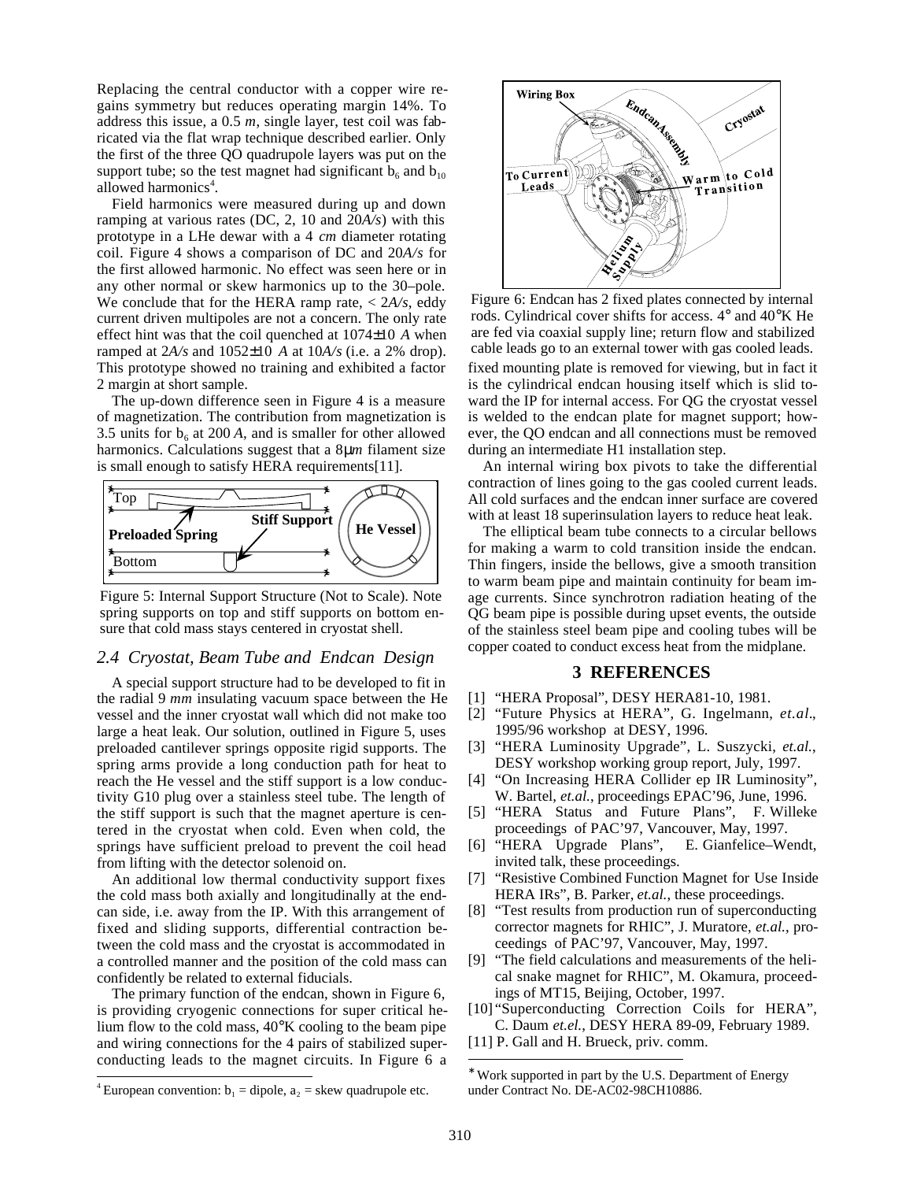Replacing the central conductor with a copper wire regains symmetry but reduces operating margin 14%. To address this issue, a 0.5 *m*, single layer, test coil was fabricated via the flat wrap technique described earlier. Only the first of the three QO quadrupole layers was put on the support tube; so the test magnet had significant $b_6$ and $b_{10}$ allowed harmonics[4].

Field harmonics were measured during up and down ramping at various rates (DC, 2, 10 and 20*A/s*) with this prototype in a LHe dewar with a 4 *cm* diameter rotating coil. Figure 4 shows a comparison of DC and 20*A/s* for the first allowed harmonic. No effect was seen here or in any other normal or skew harmonics up to the 30–pole. We conclude that for the HERA ramp rate, < 2*A/s*, eddy current driven multipoles are not a concern. The only rate effect hint was that the coil quenched at 1074±10 *A* when ramped at 2*A/s* and 1052±10 *A* at 10*A/s* (i.e. a 2% drop). This prototype showed no training and exhibited a factor 2 margin at short sample.

The up-down difference seen in Figure 4 is a measure of magnetization. The contribution from magnetization is 3.5 units for $b_6$ at 200 *A*, and is smaller for other allowed harmonics. Calculations suggest that a 8μ*m* filament size is small enough to satisfy HERA requirements[11].

Top
Stiff Support
Preloaded Spring
He Vessel
Bottom

Figure 5: Internal Support Structure (Not to Scale). Note spring supports on top and stiff supports on bottom ensure that cold mass stays centered in cryostat shell.

## 2.4 Cryostat, Beam Tube and Endcan Design

A special support structure had to be developed to fit in the radial 9 *mm* insulating vacuum space between the He vessel and the inner cryostat wall which did not make too large a heat leak. Our solution, outlined in Figure 5, uses preloaded cantilever springs opposite rigid supports. The spring arms provide a long conduction path for heat to reach the He vessel and the stiff support is a low conductivity G10 plug over a stainless steel tube. The length of the stiff support is such that the magnet aperture is centered in the cryostat when cold. Even when cold, the springs have sufficient preload to prevent the coil head from lifting with the detector solenoid on.

An additional low thermal conductivity support fixes the cold mass both axially and longitudinally at the endcan side, i.e. away from the IP. With this arrangement of fixed and sliding supports, differential contraction between the cold mass and the cryostat is accommodated in a controlled manner and the position of the cold mass can confidently be related to external fiducials.

The primary function of the endcan, shown in Figure 6, is providing cryogenic connections for super critical helium flow to the cold mass, 40°K cooling to the beam pipe and wiring connections for the 4 pairs of stabilized superconducting leads to the magnet circuits. In Figure 6 a

Wiring Box
Endcan Assembly
Cryostat
To Current Leads
Warm to Cold Transition
Helium Supply

Figure 6: Endcan has 2 fixed plates connected by internal rods. Cylindrical cover shifts for access. 4° and 40°K He are fed via coaxial supply line; return flow and stabilized cable leads go to an external tower with gas cooled leads.

fixed mounting plate is removed for viewing, but in fact it is the cylindrical endcan housing itself which is slid toward the IP for internal access. For QG the cryostat vessel is welded to the endcan plate for magnet support; however, the QO endcan and all connections must be removed during an intermediate H1 installation step.

An internal wiring box pivots to take the differential contraction of lines going to the gas cooled current leads. All cold surfaces and the endcan inner surface are covered with at least 18 superinsulation layers to reduce heat leak.

The elliptical beam tube connects to a circular bellows for making a warm to cold transition inside the endcan. Thin fingers, inside the bellows, give a smooth transition to warm beam pipe and maintain continuity for beam image currents. Since synchrotron radiation heating of the QG beam pipe is possible during upset events, the outside of the stainless steel beam pipe and cooling tubes will be copper coated to conduct excess heat from the midplane.

# 3 REFERENCES

[1] "HERA Proposal", DESY HERA81-10, 1981.
[2] "Future Physics at HERA", G. Ingelmann, *et.al*., 1995/96 workshop at DESY, 1996.
[3] "HERA Luminosity Upgrade", L. Suszycki, *et.al.*, DESY workshop working group report, July, 1997.
[4] "On Increasing HERA Collider ep IR Luminosity", W. Bartel, *et.al.*, proceedings EPAC'96, June, 1996.
[5] "HERA Status and Future Plans", F. Willeke proceedings of PAC'97, Vancouver, May, 1997.
[6] "HERA Upgrade Plans", E. Gianfelice–Wendt, invited talk, these proceedings.
[7] "Resistive Combined Function Magnet for Use Inside HERA IRs", B. Parker, *et.al.*, these proceedings.
[8] "Test results from production run of superconducting corrector magnets for RHIC", J. Muratore, *et.al.*, proceedings of PAC'97, Vancouver, May, 1997.
[9] "The field calculations and measurements of the helical snake magnet for RHIC", M. Okamura, proceedings of MT15, Beijing, October, 1997.
[10] "Superconducting Correction Coils for HERA", C. Daum *et.el.*, DESY HERA 89-09, February 1989.
[11] P. Gall and H. Brueck, priv. comm.

[4] European convention: $b_1$ = dipole, $a_2$ = skew quadrupole etc.

* Work supported in part by the U.S. Department of Energy under Contract No. DE-AC02-98CH10886.